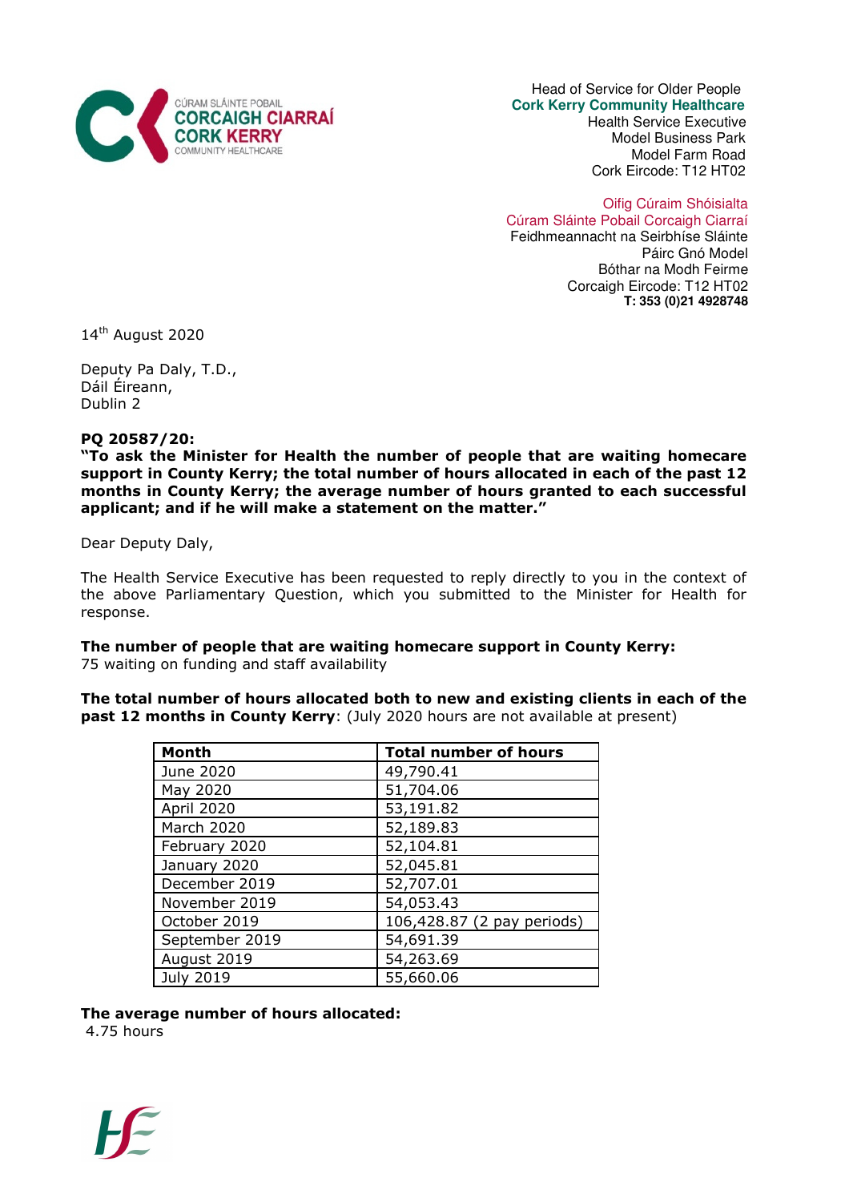CÚRAM SLÁINTE POBAIL
CORCAIGH CIARRAÍ
CORK KERRY
COMMUNITY HEALTHCARE

Head of Service for Older People
**Cork Kerry Community Healthcare**
Health Service Executive
Model Business Park
Model Farm Road
Cork Eircode: T12 HT02

Oifig Cúraim Shóisialta
Cúram Sláinte Pobail Corcaigh Ciarraí
Feidhmeannacht na Seirbhíse Sláinte
Páirc Gnó Model
Bóthar na Modh Feirme
Corcaigh Eircode: T12 HT02
**T: 353 (0)21 4928748**

14th August 2020

Deputy Pa Daly, T.D.,
Dáil Éireann,
Dublin 2

**PQ 20587/20:**
**"To ask the Minister for Health the number of people that are waiting homecare support in County Kerry; the total number of hours allocated in each of the past 12 months in County Kerry; the average number of hours granted to each successful applicant; and if he will make a statement on the matter."**

Dear Deputy Daly,

The Health Service Executive has been requested to reply directly to you in the context of the above Parliamentary Question, which you submitted to the Minister for Health for response.

**The number of people that are waiting homecare support in County Kerry:**
75 waiting on funding and staff availability

**The total number of hours allocated both to new and existing clients in each of the past 12 months in County Kerry**: (July 2020 hours are not available at present)

| Month | Total number of hours |
|---|---|
| June 2020 | 49,790.41 |
| May 2020 | 51,704.06 |
| April 2020 | 53,191.82 |
| March 2020 | 52,189.83 |
| February 2020 | 52,104.81 |
| January 2020 | 52,045.81 |
| December 2019 | 52,707.01 |
| November 2019 | 54,053.43 |
| October 2019 | 106,428.87 (2 pay periods) |
| September 2019 | 54,691.39 |
| August 2019 | 54,263.69 |
| July 2019 | 55,660.06 |

**The average number of hours allocated:**
4.75 hours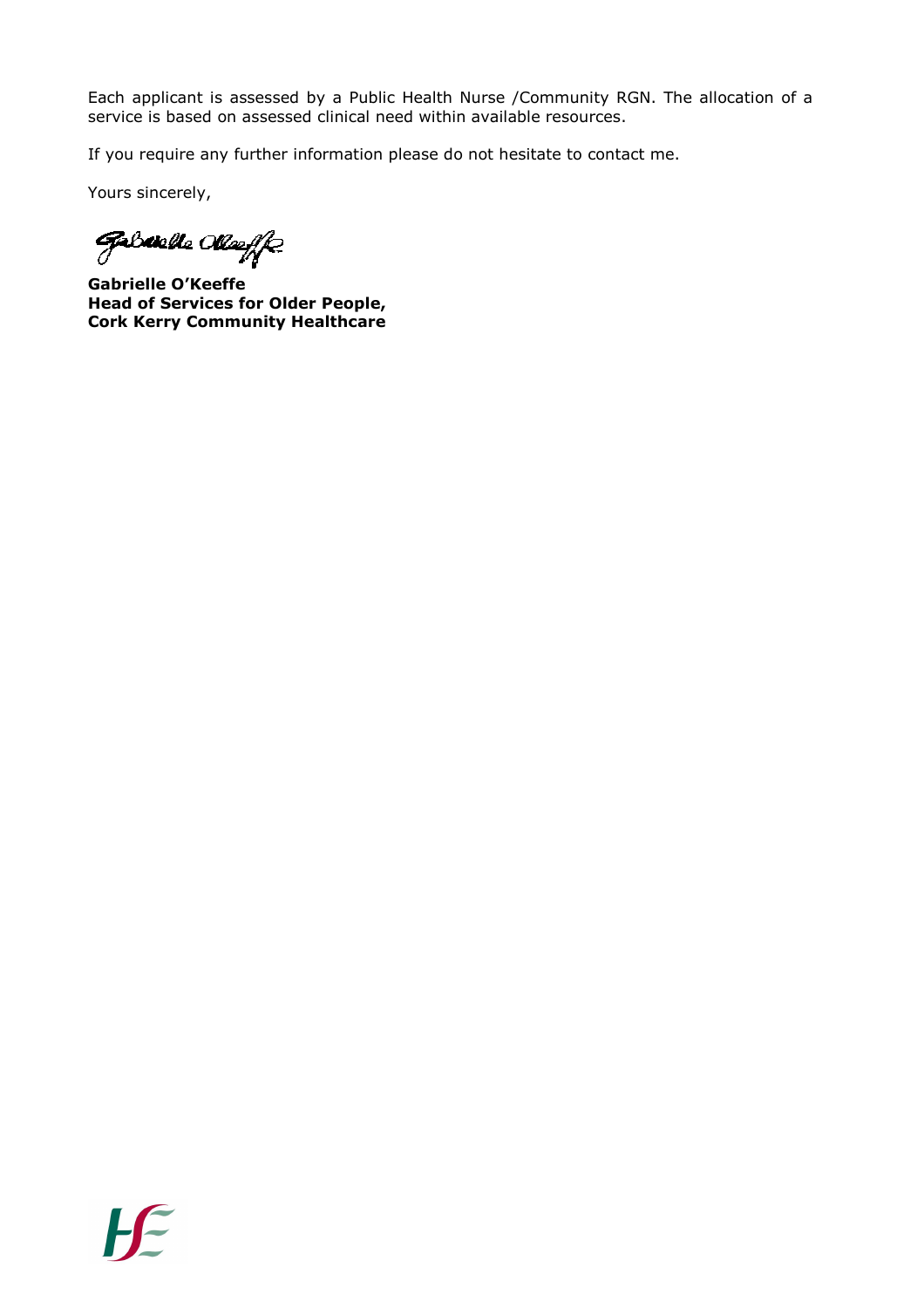Each applicant is assessed by a Public Health Nurse /Community RGN. The allocation of a service is based on assessed clinical need within available resources.

If you require any further information please do not hesitate to contact me.

Yours sincerely,

**Gabrielle O'Keeffe**
**Head of Services for Older People,**
**Cork Kerry Community Healthcare**